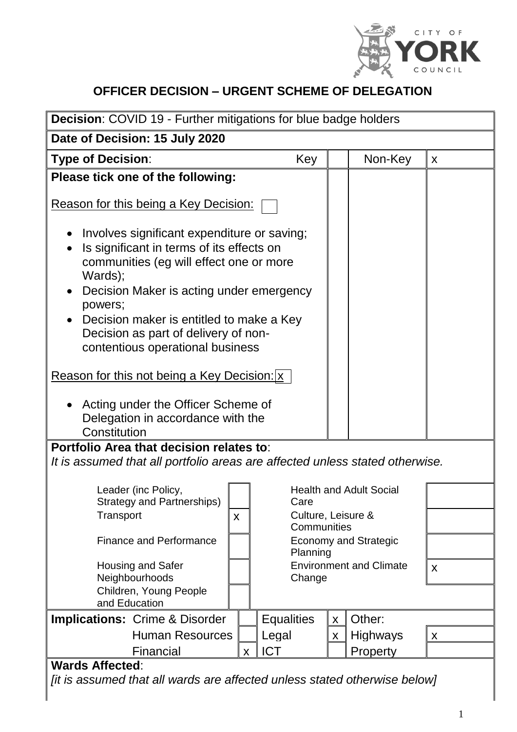# OFFICER DECISION – URGENT SCHEME OF DELEGATION

**Decision**: COVID 19 - Further mitigations for blue badge holders

**Date of Decision: 15 July 2020**

| **Type of Decision**: | Key | | Non-Key | x |
|---|---|---|---|---|

**Please tick one of the following:**

Reason for this being a Key Decision: [ ]

- Involves significant expenditure or saving;
- Is significant in terms of its effects on communities (eg will effect one or more Wards);
- Decision Maker is acting under emergency powers;
- Decision maker is entitled to make a Key Decision as part of delivery of non-contentious operational business

Reason for this not being a Key Decision: [x]

- Acting under the Officer Scheme of Delegation in accordance with the Constitution

**Portfolio Area that decision relates to**:
*It is assumed that all portfolio areas are affected unless stated otherwise.*

| Portfolio | | Portfolio | |
|---|---|---|---|
| Leader (inc Policy, Strategy and Partnerships) | | Health and Adult Social Care | |
| Transport | x | Culture, Leisure & Communities | |
| Finance and Performance | | Economy and Strategic Planning | |
| Housing and Safer Neighbourhoods | | Environment and Climate Change | x |
| Children, Young People and Education | | | |

| **Implications:** | | | | Other: | |
|---|---|---|---|---|---|
| Crime & Disorder | | Equalities | x | Highways | x |
| Human Resources | | Legal | x | Property | |
| Financial | x | ICT | | | |

**Wards Affected**:
*[it is assumed that all wards are affected unless stated otherwise below]*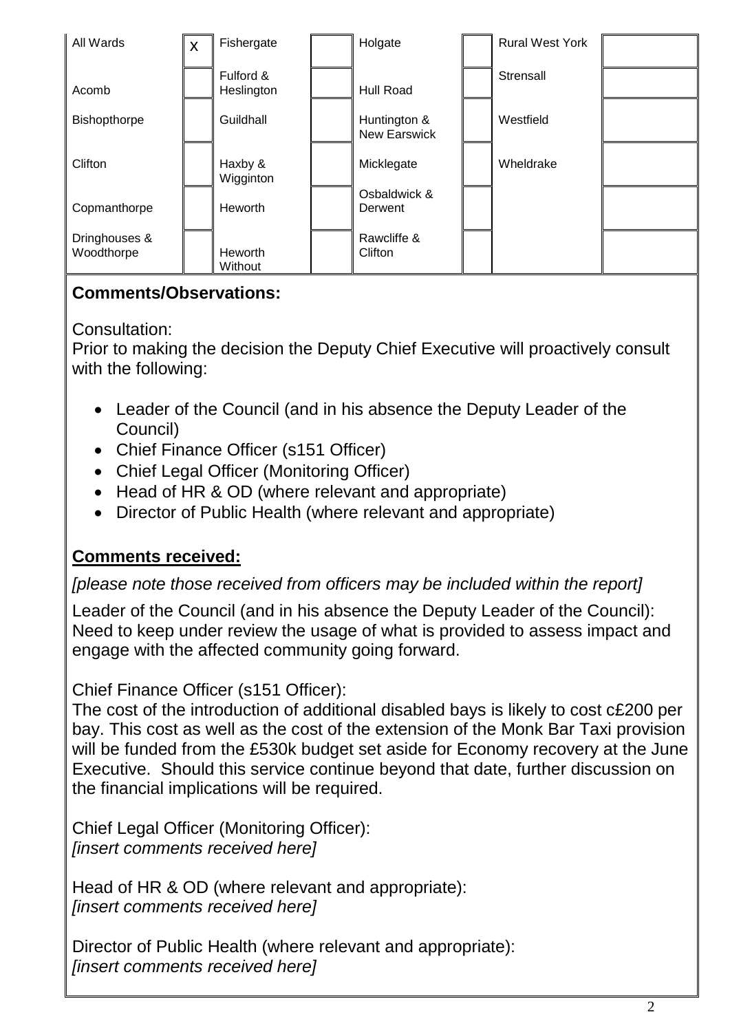| All Wards | X | Fishergate | | Holgate | | Rural West York | |
|---|---|---|---|---|---|---|---|
| Acomb | | Fulford & Heslington | | Hull Road | | Strensall | |
| Bishopthorpe | | Guildhall | | Huntington & New Earswick | | Westfield | |
| Clifton | | Haxby & Wigginton | | Micklegate | | Wheldrake | |
| Copmanthorpe | | Heworth | | Osbaldwick & Derwent | | | |
| Dringhouses & Woodthorpe | | Heworth Without | | Rawcliffe & Clifton | | | |

**Comments/Observations:**

Consultation:
Prior to making the decision the Deputy Chief Executive will proactively consult with the following:

- Leader of the Council (and in his absence the Deputy Leader of the Council)
- Chief Finance Officer (s151 Officer)
- Chief Legal Officer (Monitoring Officer)
- Head of HR & OD (where relevant and appropriate)
- Director of Public Health (where relevant and appropriate)

**Comments received:**

*[please note those received from officers may be included within the report]*

Leader of the Council (and in his absence the Deputy Leader of the Council):
Need to keep under review the usage of what is provided to assess impact and engage with the affected community going forward.

Chief Finance Officer (s151 Officer):
The cost of the introduction of additional disabled bays is likely to cost c£200 per bay. This cost as well as the cost of the extension of the Monk Bar Taxi provision will be funded from the £530k budget set aside for Economy recovery at the June Executive. Should this service continue beyond that date, further discussion on the financial implications will be required.

Chief Legal Officer (Monitoring Officer):
*[insert comments received here]*

Head of HR & OD (where relevant and appropriate):
*[insert comments received here]*

Director of Public Health (where relevant and appropriate):
*[insert comments received here]*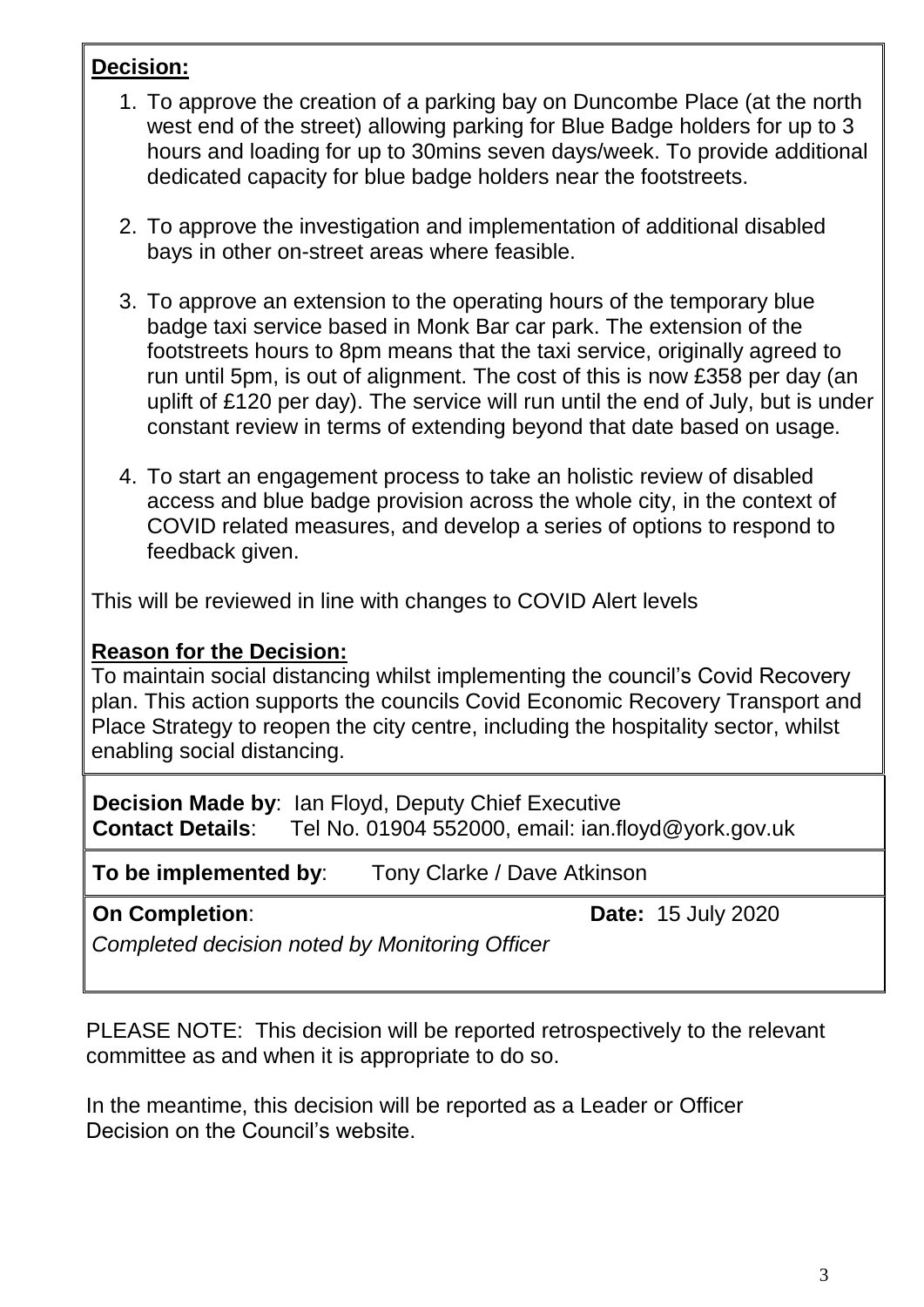**Decision:**

1. To approve the creation of a parking bay on Duncombe Place (at the north west end of the street) allowing parking for Blue Badge holders for up to 3 hours and loading for up to 30mins seven days/week. To provide additional dedicated capacity for blue badge holders near the footstreets.
2. To approve the investigation and implementation of additional disabled bays in other on-street areas where feasible.
3. To approve an extension to the operating hours of the temporary blue badge taxi service based in Monk Bar car park. The extension of the footstreets hours to 8pm means that the taxi service, originally agreed to run until 5pm, is out of alignment. The cost of this is now £358 per day (an uplift of £120 per day). The service will run until the end of July, but is under constant review in terms of extending beyond that date based on usage.
4. To start an engagement process to take an holistic review of disabled access and blue badge provision across the whole city, in the context of COVID related measures, and develop a series of options to respond to feedback given.

This will be reviewed in line with changes to COVID Alert levels

**Reason for the Decision:**
To maintain social distancing whilst implementing the council's Covid Recovery plan. This action supports the councils Covid Economic Recovery Transport and Place Strategy to reopen the city centre, including the hospitality sector, whilst enabling social distancing.

**Decision Made by**: Ian Floyd, Deputy Chief Executive
**Contact Details**: Tel No. 01904 552000, email: ian.floyd@york.gov.uk

**To be implemented by**: Tony Clarke / Dave Atkinson

**On Completion**: **Date:** 15 July 2020

*Completed decision noted by Monitoring Officer*

PLEASE NOTE: This decision will be reported retrospectively to the relevant committee as and when it is appropriate to do so.

In the meantime, this decision will be reported as a Leader or Officer Decision on the Council's website.